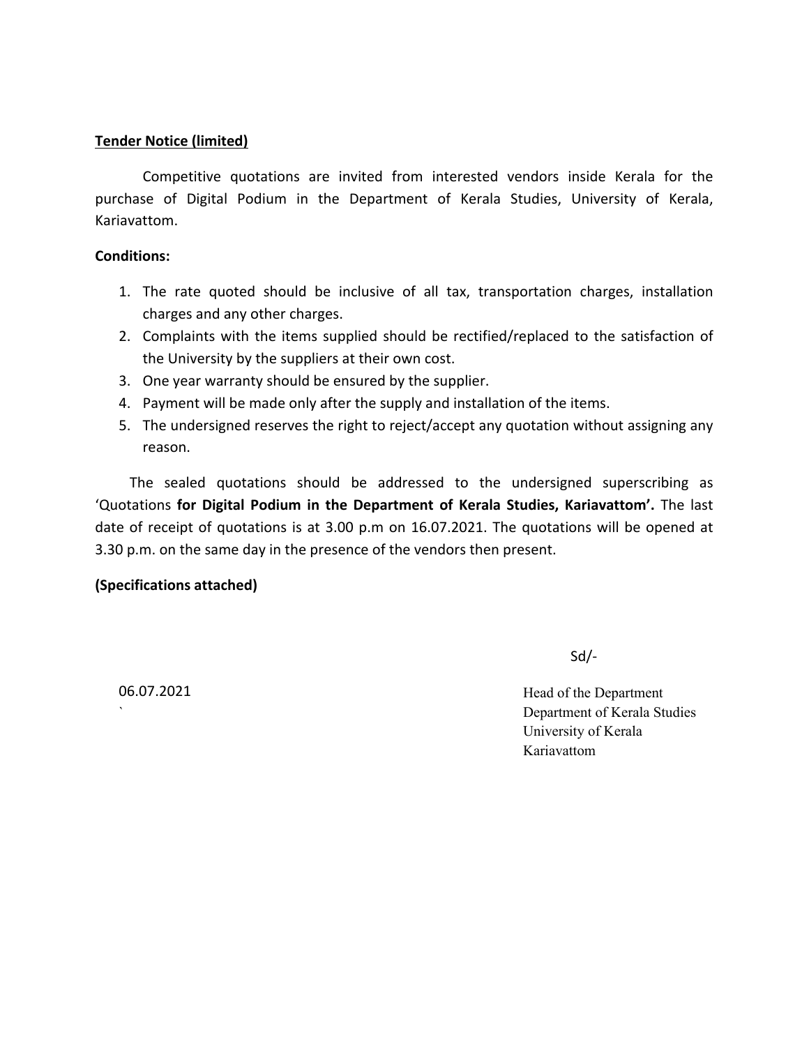**Tender Notice (limited)**

Competitive quotations are invited from interested vendors inside Kerala for the purchase of Digital Podium in the Department of Kerala Studies, University of Kerala, Kariavattom.

**Conditions:**

1. The rate quoted should be inclusive of all tax, transportation charges, installation charges and any other charges.
2. Complaints with the items supplied should be rectified/replaced to the satisfaction of the University by the suppliers at their own cost.
3. One year warranty should be ensured by the supplier.
4. Payment will be made only after the supply and installation of the items.
5. The undersigned reserves the right to reject/accept any quotation without assigning any reason.

The sealed quotations should be addressed to the undersigned superscribing as 'Quotations **for Digital Podium in the Department of Kerala Studies, Kariavattom'.** The last date of receipt of quotations is at 3.00 p.m on 16.07.2021. The quotations will be opened at 3.30 p.m. on the same day in the presence of the vendors then present.

**(Specifications attached)**

Sd/-

06.07.2021

Head of the Department
Department of Kerala Studies
University of Kerala
Kariavattom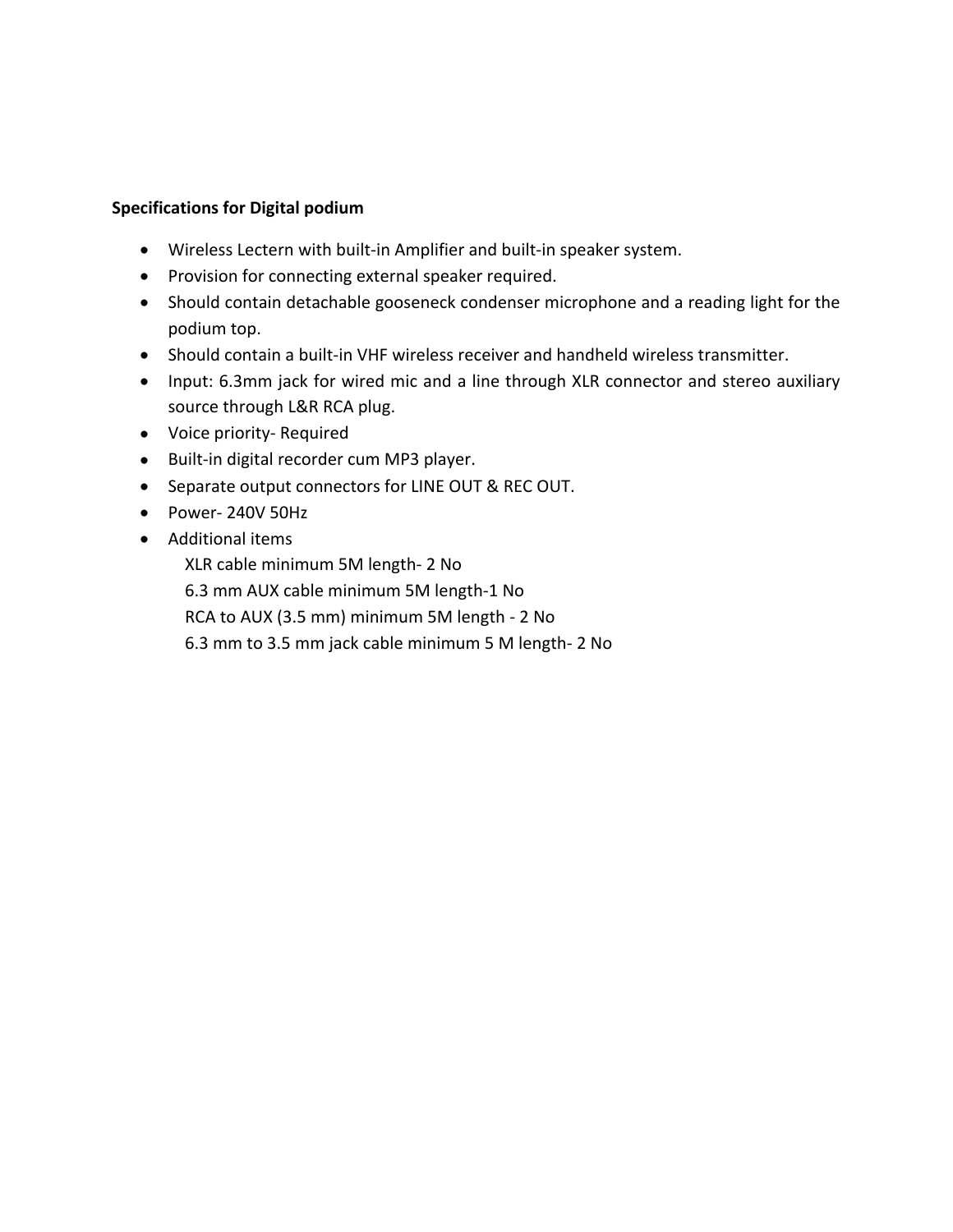**Specifications for Digital podium**

- Wireless Lectern with built-in Amplifier and built-in speaker system.
- Provision for connecting external speaker required.
- Should contain detachable gooseneck condenser microphone and a reading light for the podium top.
- Should contain a built-in VHF wireless receiver and handheld wireless transmitter.
- Input: 6.3mm jack for wired mic and a line through XLR connector and stereo auxiliary source through L&R RCA plug.
- Voice priority- Required
- Built-in digital recorder cum MP3 player.
- Separate output connectors for LINE OUT & REC OUT.
- Power- 240V 50Hz
- Additional items

  XLR cable minimum 5M length- 2 No

  6.3 mm AUX cable minimum 5M length-1 No

  RCA to AUX (3.5 mm) minimum 5M length - 2 No

  6.3 mm to 3.5 mm jack cable minimum 5 M length- 2 No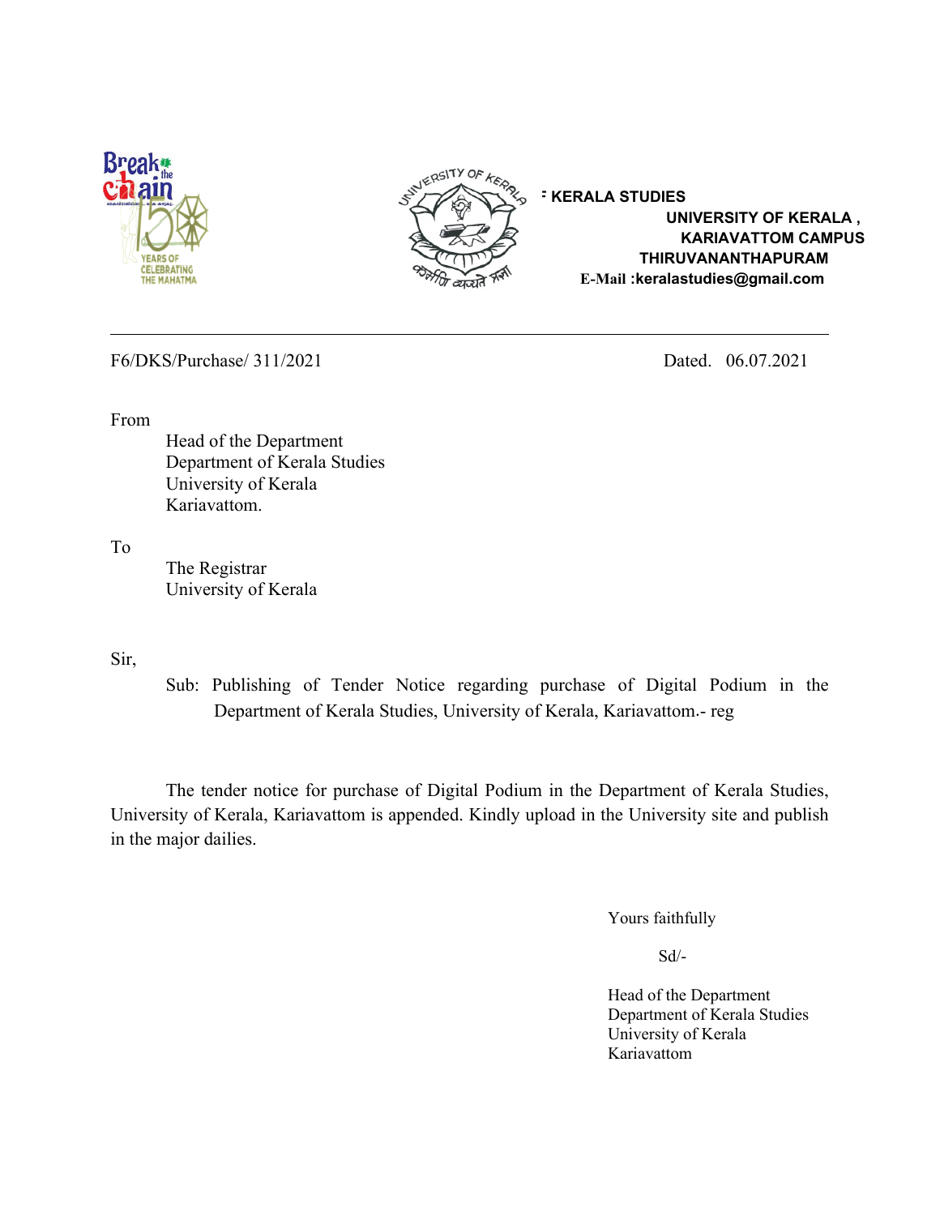**F KERALA STUDIES**
**UNIVERSITY OF KERALA ,**
**KARIAVATTOM CAMPUS**
**THIRUVANANTHAPURAM**
**E-Mail :keralastudies@gmail.com**

---

F6/DKS/Purchase/ 311/2021 Dated. 06.07.2021

From

Head of the Department
Department of Kerala Studies
University of Kerala
Kariavattom.

To

The Registrar
University of Kerala

Sir,

Sub: Publishing of Tender Notice regarding purchase of Digital Podium in the Department of Kerala Studies, University of Kerala, Kariavattom.- reg

The tender notice for purchase of Digital Podium in the Department of Kerala Studies, University of Kerala, Kariavattom is appended. Kindly upload in the University site and publish in the major dailies.

Yours faithfully

Sd/-

Head of the Department
Department of Kerala Studies
University of Kerala
Kariavattom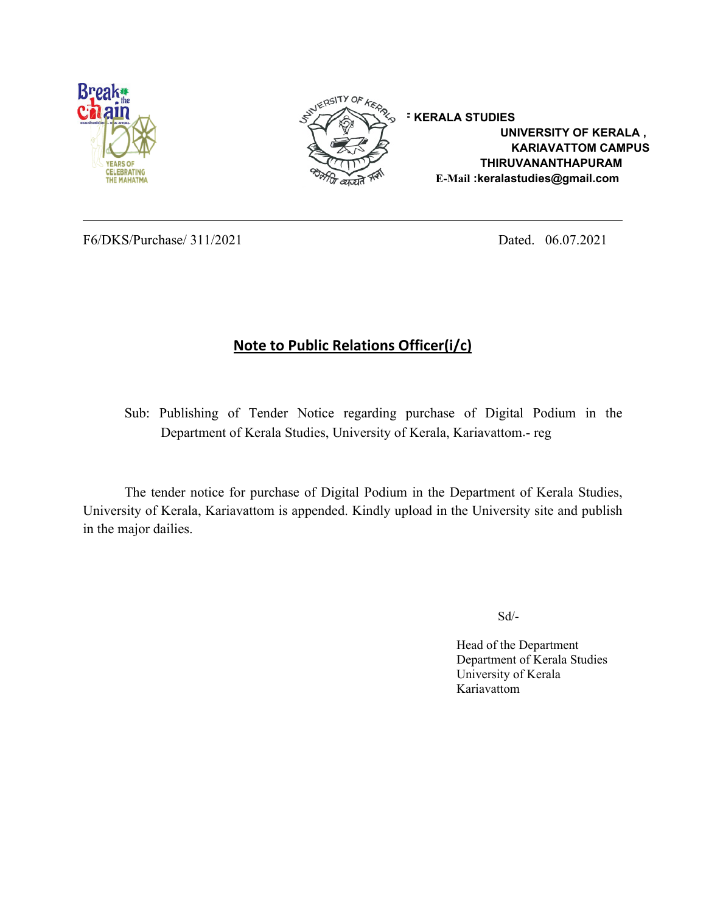: KERALA STUDIES
UNIVERSITY OF KERALA ,
KARIAVATTOM CAMPUS
THIRUVANANTHAPURAM
E-Mail :keralastudies@gmail.com

---

F6/DKS/Purchase/ 311/2021 Dated. 06.07.2021

## Note to Public Relations Officer(i/c)

Sub: Publishing of Tender Notice regarding purchase of Digital Podium in the Department of Kerala Studies, University of Kerala, Kariavattom.- reg

The tender notice for purchase of Digital Podium in the Department of Kerala Studies, University of Kerala, Kariavattom is appended. Kindly upload in the University site and publish in the major dailies.

Sd/-

Head of the Department
Department of Kerala Studies
University of Kerala
Kariavattom